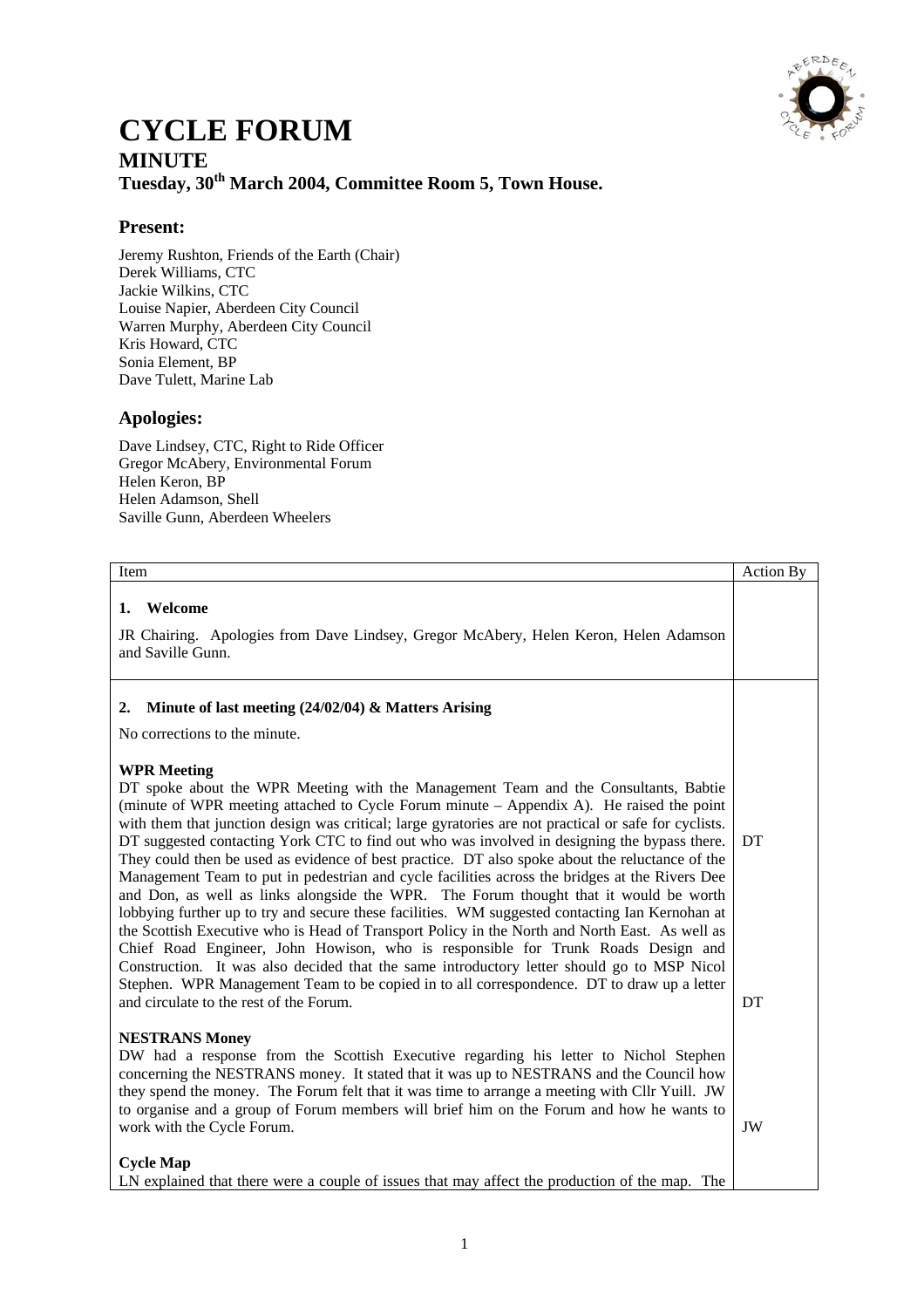# CYCLE FORUM

## MINUTE

### Tuesday, 30th March 2004, Committee Room 5, Town House.

## Present:

Jeremy Rushton, Friends of the Earth (Chair)
Derek Williams, CTC
Jackie Wilkins, CTC
Louise Napier, Aberdeen City Council
Warren Murphy, Aberdeen City Council
Kris Howard, CTC
Sonia Element, BP
Dave Tulett, Marine Lab

## Apologies:

Dave Lindsey, CTC, Right to Ride Officer
Gregor McAbery, Environmental Forum
Helen Keron, BP
Helen Adamson, Shell
Saville Gunn, Aberdeen Wheelers

| Item | Action By |
| --- | --- |
| **1. Welcome**<br><br>JR Chairing. Apologies from Dave Lindsey, Gregor McAbery, Helen Keron, Helen Adamson and Saville Gunn. | |
| **2. Minute of last meeting (24/02/04) & Matters Arising**<br><br>No corrections to the minute.<br><br>**WPR Meeting**<br>DT spoke about the WPR Meeting with the Management Team and the Consultants, Babtie (minute of WPR meeting attached to Cycle Forum minute – Appendix A). He raised the point with them that junction design was critical; large gyratories are not practical or safe for cyclists. DT suggested contacting York CTC to find out who was involved in designing the bypass there. They could then be used as evidence of best practice. DT also spoke about the reluctance of the Management Team to put in pedestrian and cycle facilities across the bridges at the Rivers Dee and Don, as well as links alongside the WPR. The Forum thought that it would be worth lobbying further up to try and secure these facilities. WM suggested contacting Ian Kernohan at the Scottish Executive who is Head of Transport Policy in the North and North East. As well as Chief Road Engineer, John Howison, who is responsible for Trunk Roads Design and Construction. It was also decided that the same introductory letter should go to MSP Nicol Stephen. WPR Management Team to be copied in to all correspondence. DT to draw up a letter and circulate to the rest of the Forum. | DT<br><br>DT |
| **NESTRANS Money**<br>DW had a response from the Scottish Executive regarding his letter to Nichol Stephen concerning the NESTRANS money. It stated that it was up to NESTRANS and the Council how they spend the money. The Forum felt that it was time to arrange a meeting with Cllr Yuill. JW to organise and a group of Forum members will brief him on the Forum and how he wants to work with the Cycle Forum. | JW |
| **Cycle Map**<br>LN explained that there were a couple of issues that may affect the production of the map. The | |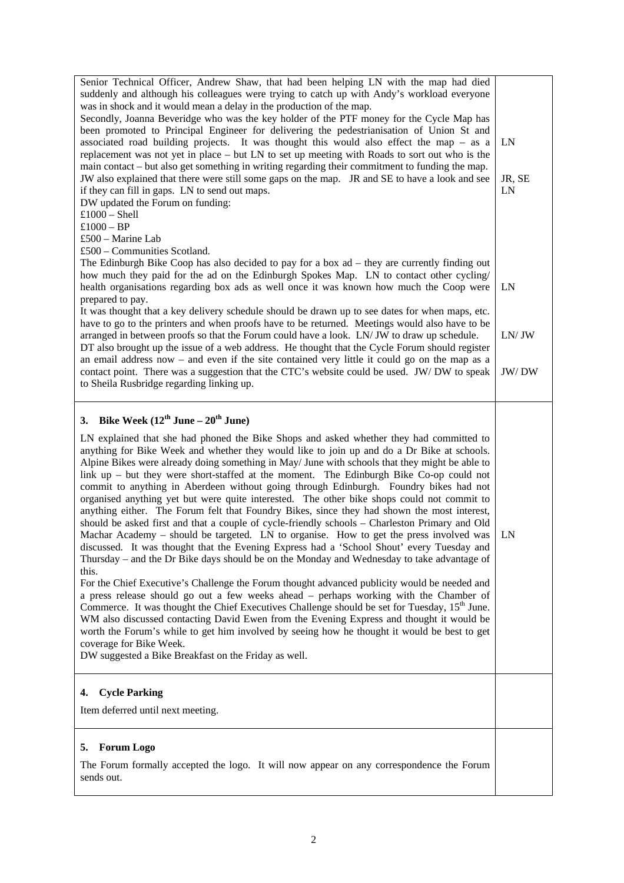| | |
|---|---|
| Senior Technical Officer, Andrew Shaw, that had been helping LN with the map had died suddenly and although his colleagues were trying to catch up with Andy's workload everyone was in shock and it would mean a delay in the production of the map.<br>Secondly, Joanna Beveridge who was the key holder of the PTF money for the Cycle Map has been promoted to Principal Engineer for delivering the pedestrianisation of Union St and associated road building projects. It was thought this would also effect the map – as a replacement was not yet in place – but LN to set up meeting with Roads to sort out who is the main contact – but also get something in writing regarding their commitment to funding the map.<br>JW also explained that there were still some gaps on the map. JR and SE to have a look and see if they can fill in gaps. LN to send out maps.<br>DW updated the Forum on funding:<br>£1000 – Shell<br>£1000 – BP<br>£500 – Marine Lab<br>£500 – Communities Scotland.<br>The Edinburgh Bike Coop has also decided to pay for a box ad – they are currently finding out how much they paid for the ad on the Edinburgh Spokes Map. LN to contact other cycling/ health organisations regarding box ads as well once it was known how much the Coop were prepared to pay.<br>It was thought that a key delivery schedule should be drawn up to see dates for when maps, etc. have to go to the printers and when proofs have to be returned. Meetings would also have to be arranged in between proofs so that the Forum could have a look. LN/ JW to draw up schedule.<br>DT also brought up the issue of a web address. He thought that the Cycle Forum should register an email address now – and even if the site contained very little it could go on the map as a contact point. There was a suggestion that the CTC's website could be used. JW/ DW to speak to Sheila Rusbridge regarding linking up. | LN<br><br>JR, SE<br>LN<br><br>LN<br><br>LN/ JW<br><br>JW/ DW |
| **3. Bike Week (12th June – 20th June)**<br><br>LN explained that she had phoned the Bike Shops and asked whether they had committed to anything for Bike Week and whether they would like to join up and do a Dr Bike at schools. Alpine Bikes were already doing something in May/ June with schools that they might be able to link up – but they were short-staffed at the moment. The Edinburgh Bike Co-op could not commit to anything in Aberdeen without going through Edinburgh. Foundry bikes had not organised anything yet but were quite interested. The other bike shops could not commit to anything either. The Forum felt that Foundry Bikes, since they had shown the most interest, should be asked first and that a couple of cycle-friendly schools – Charleston Primary and Old Machar Academy – should be targeted. LN to organise. How to get the press involved was discussed. It was thought that the Evening Express had a 'School Shout' every Tuesday and Thursday – and the Dr Bike days should be on the Monday and Wednesday to take advantage of this.<br>For the Chief Executive's Challenge the Forum thought advanced publicity would be needed and a press release should go out a few weeks ahead – perhaps working with the Chamber of Commerce. It was thought the Chief Executives Challenge should be set for Tuesday, 15th June.<br>WM also discussed contacting David Ewen from the Evening Express and thought it would be worth the Forum's while to get him involved by seeing how he thought it would be best to get coverage for Bike Week.<br>DW suggested a Bike Breakfast on the Friday as well. | LN |
| **4. Cycle Parking**<br><br>Item deferred until next meeting. | |
| **5. Forum Logo**<br><br>The Forum formally accepted the logo. It will now appear on any correspondence the Forum sends out. | |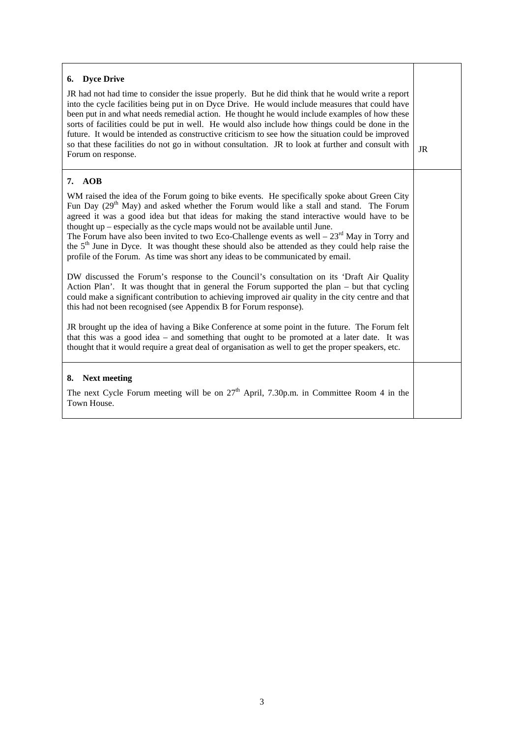| | |
|---|---|
| **6. Dyce Drive**<br><br>JR had not had time to consider the issue properly. But he did think that he would write a report into the cycle facilities being put in on Dyce Drive. He would include measures that could have been put in and what needs remedial action. He thought he would include examples of how these sorts of facilities could be put in well. He would also include how things could be done in the future. It would be intended as constructive criticism to see how the situation could be improved so that these facilities do not go in without consultation. JR to look at further and consult with Forum on response. | JR |
| **7. AOB**<br><br>WM raised the idea of the Forum going to bike events. He specifically spoke about Green City Fun Day (29th May) and asked whether the Forum would like a stall and stand. The Forum agreed it was a good idea but that ideas for making the stand interactive would have to be thought up – especially as the cycle maps would not be available until June.<br>The Forum have also been invited to two Eco-Challenge events as well – 23rd May in Torry and the 5th June in Dyce. It was thought these should also be attended as they could help raise the profile of the Forum. As time was short any ideas to be communicated by email.<br><br>DW discussed the Forum's response to the Council's consultation on its 'Draft Air Quality Action Plan'. It was thought that in general the Forum supported the plan – but that cycling could make a significant contribution to achieving improved air quality in the city centre and that this had not been recognised (see Appendix B for Forum response).<br><br>JR brought up the idea of having a Bike Conference at some point in the future. The Forum felt that this was a good idea – and something that ought to be promoted at a later date. It was thought that it would require a great deal of organisation as well to get the proper speakers, etc. | |
| **8. Next meeting**<br><br>The next Cycle Forum meeting will be on 27th April, 7.30p.m. in Committee Room 4 in the Town House. | |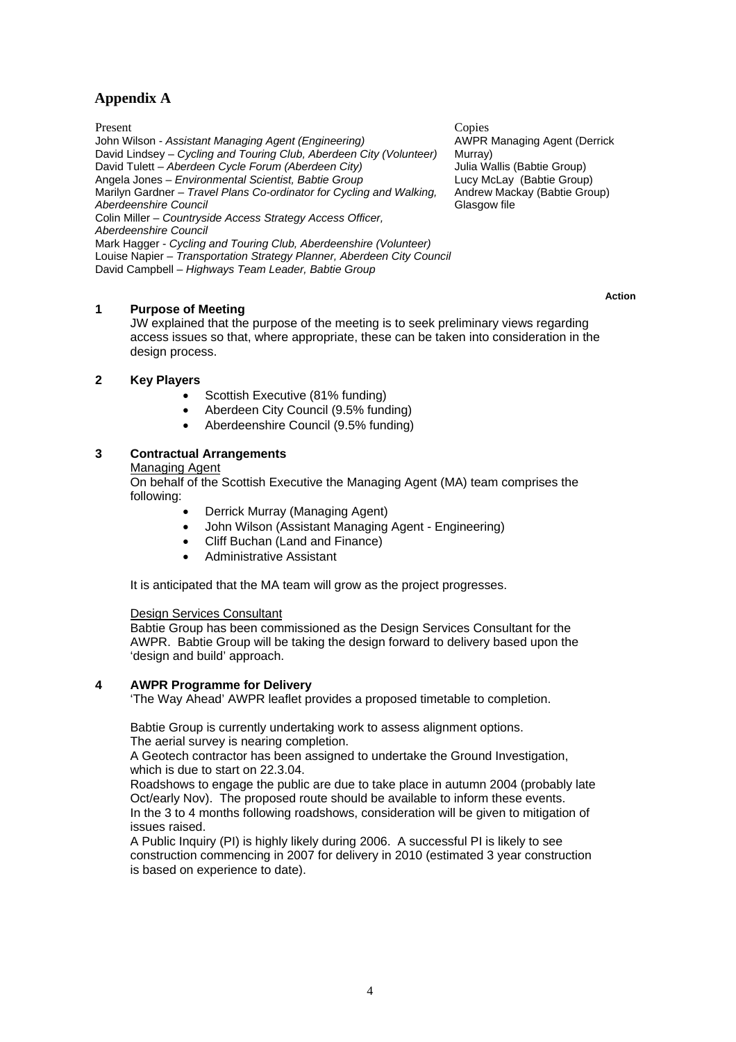## Appendix A

Present

John Wilson - *Assistant Managing Agent (Engineering)*
David Lindsey – *Cycling and Touring Club, Aberdeen City (Volunteer)*
David Tulett – *Aberdeen Cycle Forum (Aberdeen City)*
Angela Jones – *Environmental Scientist, Babtie Group*
Marilyn Gardner – *Travel Plans Co-ordinator for Cycling and Walking, Aberdeenshire Council*
Colin Miller – *Countryside Access Strategy Access Officer, Aberdeenshire Council*
Mark Hagger - *Cycling and Touring Club, Aberdeenshire (Volunteer)*
Louise Napier – *Transportation Strategy Planner, Aberdeen City Council*
David Campbell – *Highways Team Leader, Babtie Group*

Copies

AWPR Managing Agent (Derrick Murray)
Julia Wallis (Babtie Group)
Lucy McLay (Babtie Group)
Andrew Mackay (Babtie Group)
Glasgow file

**Action**

### 1 Purpose of Meeting

JW explained that the purpose of the meeting is to seek preliminary views regarding access issues so that, where appropriate, these can be taken into consideration in the design process.

### 2 Key Players

- Scottish Executive (81% funding)
- Aberdeen City Council (9.5% funding)
- Aberdeenshire Council (9.5% funding)

### 3 Contractual Arrangements

Managing Agent

On behalf of the Scottish Executive the Managing Agent (MA) team comprises the following:

- Derrick Murray (Managing Agent)
- John Wilson (Assistant Managing Agent - Engineering)
- Cliff Buchan (Land and Finance)
- Administrative Assistant

It is anticipated that the MA team will grow as the project progresses.

Design Services Consultant

Babtie Group has been commissioned as the Design Services Consultant for the AWPR. Babtie Group will be taking the design forward to delivery based upon the 'design and build' approach.

### 4 AWPR Programme for Delivery

'The Way Ahead' AWPR leaflet provides a proposed timetable to completion.

Babtie Group is currently undertaking work to assess alignment options.
The aerial survey is nearing completion.
A Geotech contractor has been assigned to undertake the Ground Investigation, which is due to start on 22.3.04.
Roadshows to engage the public are due to take place in autumn 2004 (probably late Oct/early Nov). The proposed route should be available to inform these events.
In the 3 to 4 months following roadshows, consideration will be given to mitigation of issues raised.
A Public Inquiry (PI) is highly likely during 2006. A successful PI is likely to see construction commencing in 2007 for delivery in 2010 (estimated 3 year construction is based on experience to date).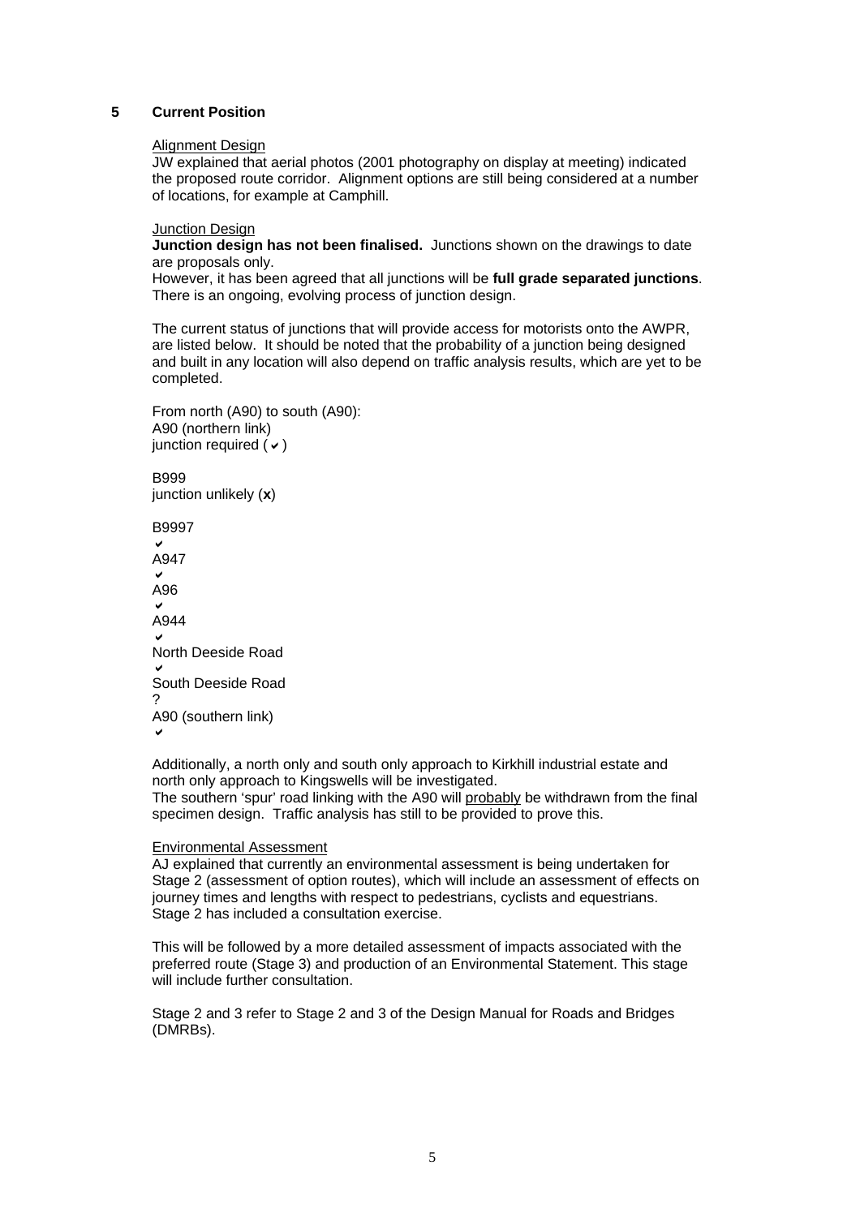## 5 Current Position

Alignment Design

JW explained that aerial photos (2001 photography on display at meeting) indicated the proposed route corridor. Alignment options are still being considered at a number of locations, for example at Camphill.

Junction Design

**Junction design has not been finalised.** Junctions shown on the drawings to date are proposals only.

However, it has been agreed that all junctions will be **full grade separated junctions**. There is an ongoing, evolving process of junction design.

The current status of junctions that will provide access for motorists onto the AWPR, are listed below. It should be noted that the probability of a junction being designed and built in any location will also depend on traffic analysis results, which are yet to be completed.

From north (A90) to south (A90):
A90 (northern link)
junction required ( ✔ )

B999
junction unlikely (**x**)

B9997
✔
A947
✔
A96
✔
A944
✔
North Deeside Road
✔
South Deeside Road
?
A90 (southern link)
✔

Additionally, a north only and south only approach to Kirkhill industrial estate and north only approach to Kingswells will be investigated.
The southern 'spur' road linking with the A90 will probably be withdrawn from the final specimen design. Traffic analysis has still to be provided to prove this.

Environmental Assessment

AJ explained that currently an environmental assessment is being undertaken for Stage 2 (assessment of option routes), which will include an assessment of effects on journey times and lengths with respect to pedestrians, cyclists and equestrians. Stage 2 has included a consultation exercise.

This will be followed by a more detailed assessment of impacts associated with the preferred route (Stage 3) and production of an Environmental Statement. This stage will include further consultation.

Stage 2 and 3 refer to Stage 2 and 3 of the Design Manual for Roads and Bridges (DMRBs).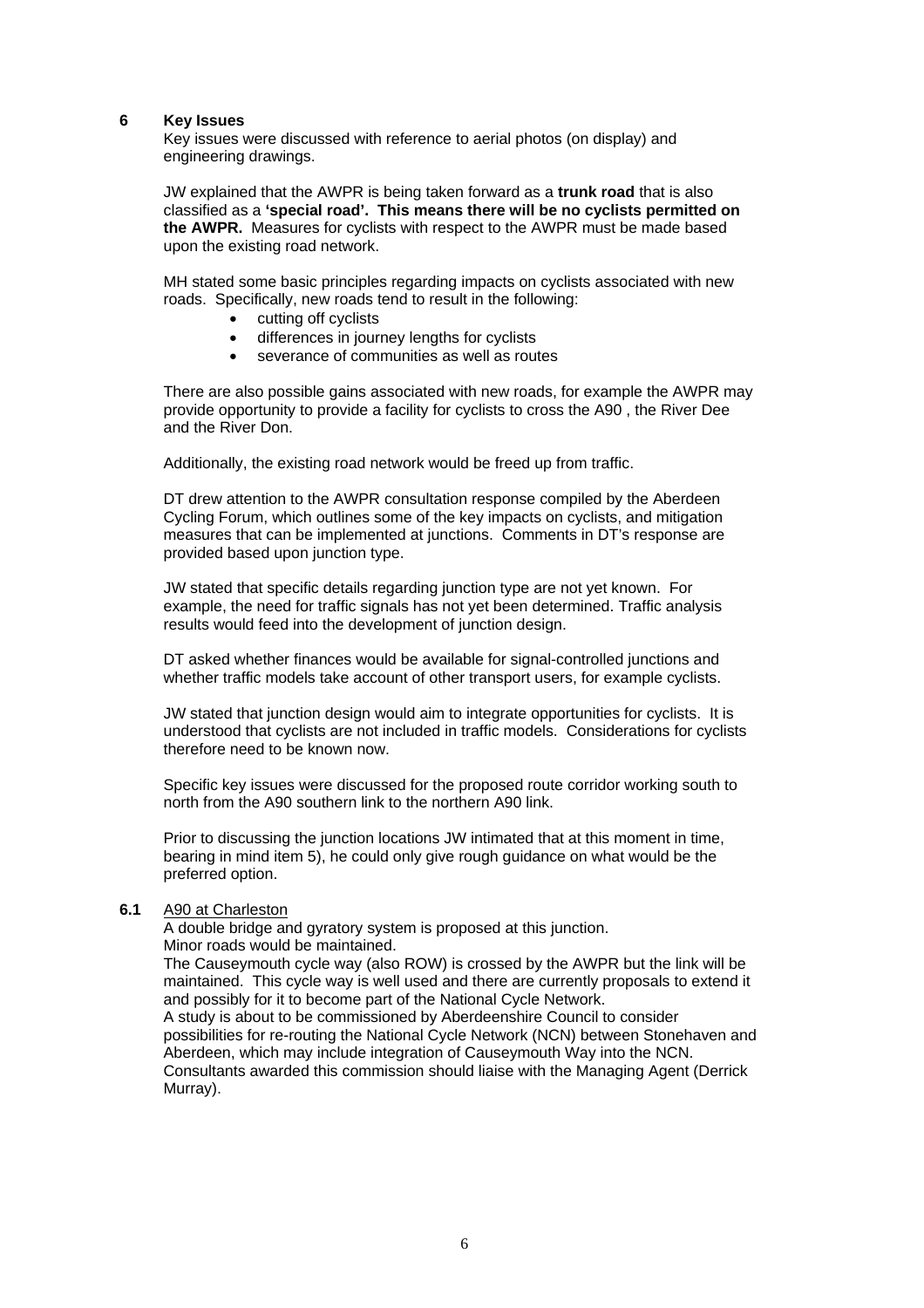## 6 Key Issues

Key issues were discussed with reference to aerial photos (on display) and engineering drawings.

JW explained that the AWPR is being taken forward as a **trunk road** that is also classified as a **'special road'. This means there will be no cyclists permitted on the AWPR.** Measures for cyclists with respect to the AWPR must be made based upon the existing road network.

MH stated some basic principles regarding impacts on cyclists associated with new roads. Specifically, new roads tend to result in the following:

- cutting off cyclists
- differences in journey lengths for cyclists
- severance of communities as well as routes

There are also possible gains associated with new roads, for example the AWPR may provide opportunity to provide a facility for cyclists to cross the A90 , the River Dee and the River Don.

Additionally, the existing road network would be freed up from traffic.

DT drew attention to the AWPR consultation response compiled by the Aberdeen Cycling Forum, which outlines some of the key impacts on cyclists, and mitigation measures that can be implemented at junctions. Comments in DT's response are provided based upon junction type.

JW stated that specific details regarding junction type are not yet known. For example, the need for traffic signals has not yet been determined. Traffic analysis results would feed into the development of junction design.

DT asked whether finances would be available for signal-controlled junctions and whether traffic models take account of other transport users, for example cyclists.

JW stated that junction design would aim to integrate opportunities for cyclists. It is understood that cyclists are not included in traffic models. Considerations for cyclists therefore need to be known now.

Specific key issues were discussed for the proposed route corridor working south to north from the A90 southern link to the northern A90 link.

Prior to discussing the junction locations JW intimated that at this moment in time, bearing in mind item 5), he could only give rough guidance on what would be the preferred option.

### 6.1 A90 at Charleston

A double bridge and gyratory system is proposed at this junction.
Minor roads would be maintained.
The Causeymouth cycle way (also ROW) is crossed by the AWPR but the link will be maintained. This cycle way is well used and there are currently proposals to extend it and possibly for it to become part of the National Cycle Network.
A study is about to be commissioned by Aberdeenshire Council to consider possibilities for re-routing the National Cycle Network (NCN) between Stonehaven and Aberdeen, which may include integration of Causeymouth Way into the NCN. Consultants awarded this commission should liaise with the Managing Agent (Derrick Murray).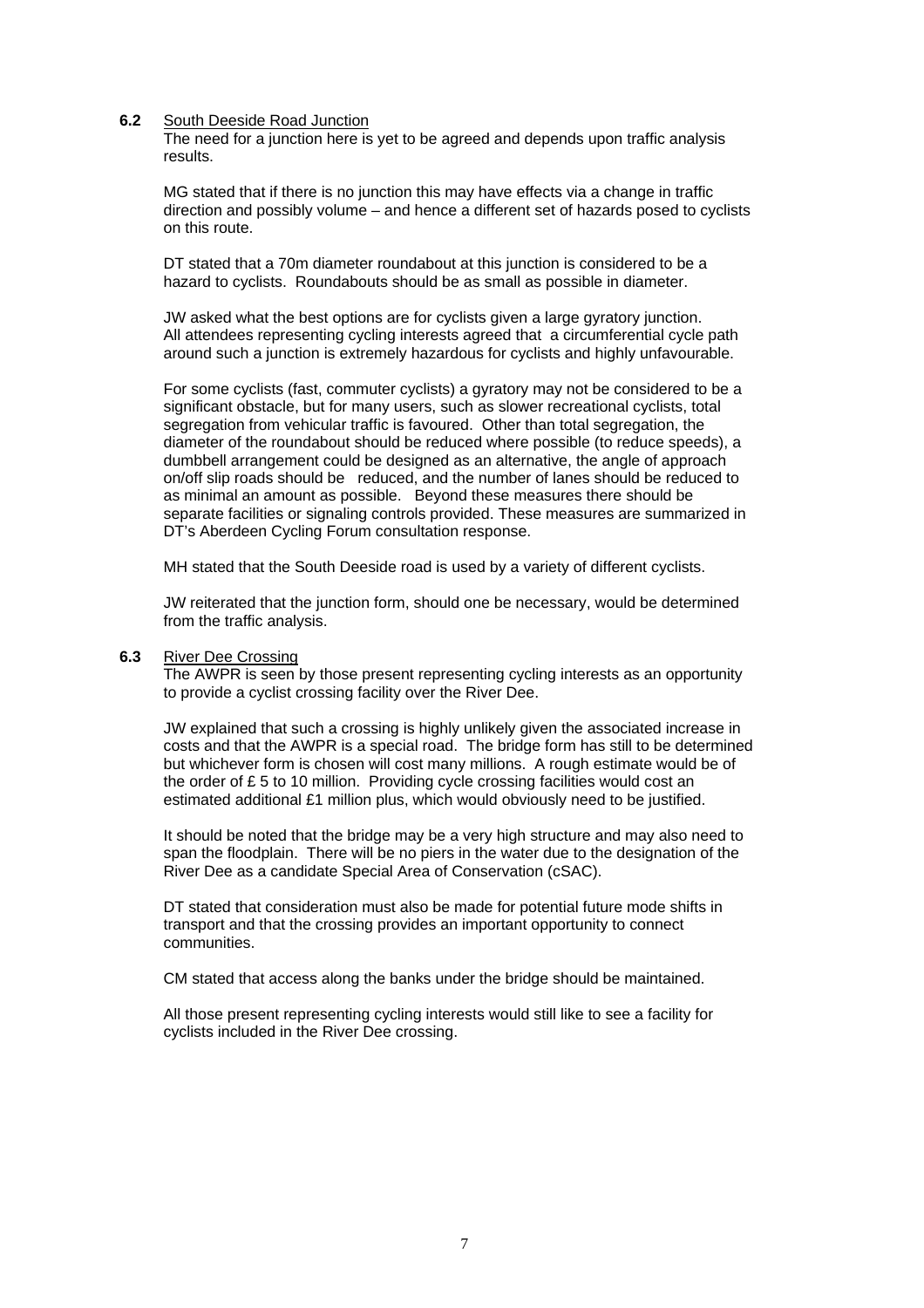**6.2** <u>South Deeside Road Junction</u>

The need for a junction here is yet to be agreed and depends upon traffic analysis results.

MG stated that if there is no junction this may have effects via a change in traffic direction and possibly volume – and hence a different set of hazards posed to cyclists on this route.

DT stated that a 70m diameter roundabout at this junction is considered to be a hazard to cyclists. Roundabouts should be as small as possible in diameter.

JW asked what the best options are for cyclists given a large gyratory junction. All attendees representing cycling interests agreed that a circumferential cycle path around such a junction is extremely hazardous for cyclists and highly unfavourable.

For some cyclists (fast, commuter cyclists) a gyratory may not be considered to be a significant obstacle, but for many users, such as slower recreational cyclists, total segregation from vehicular traffic is favoured. Other than total segregation, the diameter of the roundabout should be reduced where possible (to reduce speeds), a dumbbell arrangement could be designed as an alternative, the angle of approach on/off slip roads should be reduced, and the number of lanes should be reduced to as minimal an amount as possible. Beyond these measures there should be separate facilities or signaling controls provided. These measures are summarized in DT's Aberdeen Cycling Forum consultation response.

MH stated that the South Deeside road is used by a variety of different cyclists.

JW reiterated that the junction form, should one be necessary, would be determined from the traffic analysis.

**6.3** <u>River Dee Crossing</u>

The AWPR is seen by those present representing cycling interests as an opportunity to provide a cyclist crossing facility over the River Dee.

JW explained that such a crossing is highly unlikely given the associated increase in costs and that the AWPR is a special road. The bridge form has still to be determined but whichever form is chosen will cost many millions. A rough estimate would be of the order of £ 5 to 10 million. Providing cycle crossing facilities would cost an estimated additional £1 million plus, which would obviously need to be justified.

It should be noted that the bridge may be a very high structure and may also need to span the floodplain. There will be no piers in the water due to the designation of the River Dee as a candidate Special Area of Conservation (cSAC).

DT stated that consideration must also be made for potential future mode shifts in transport and that the crossing provides an important opportunity to connect communities.

CM stated that access along the banks under the bridge should be maintained.

All those present representing cycling interests would still like to see a facility for cyclists included in the River Dee crossing.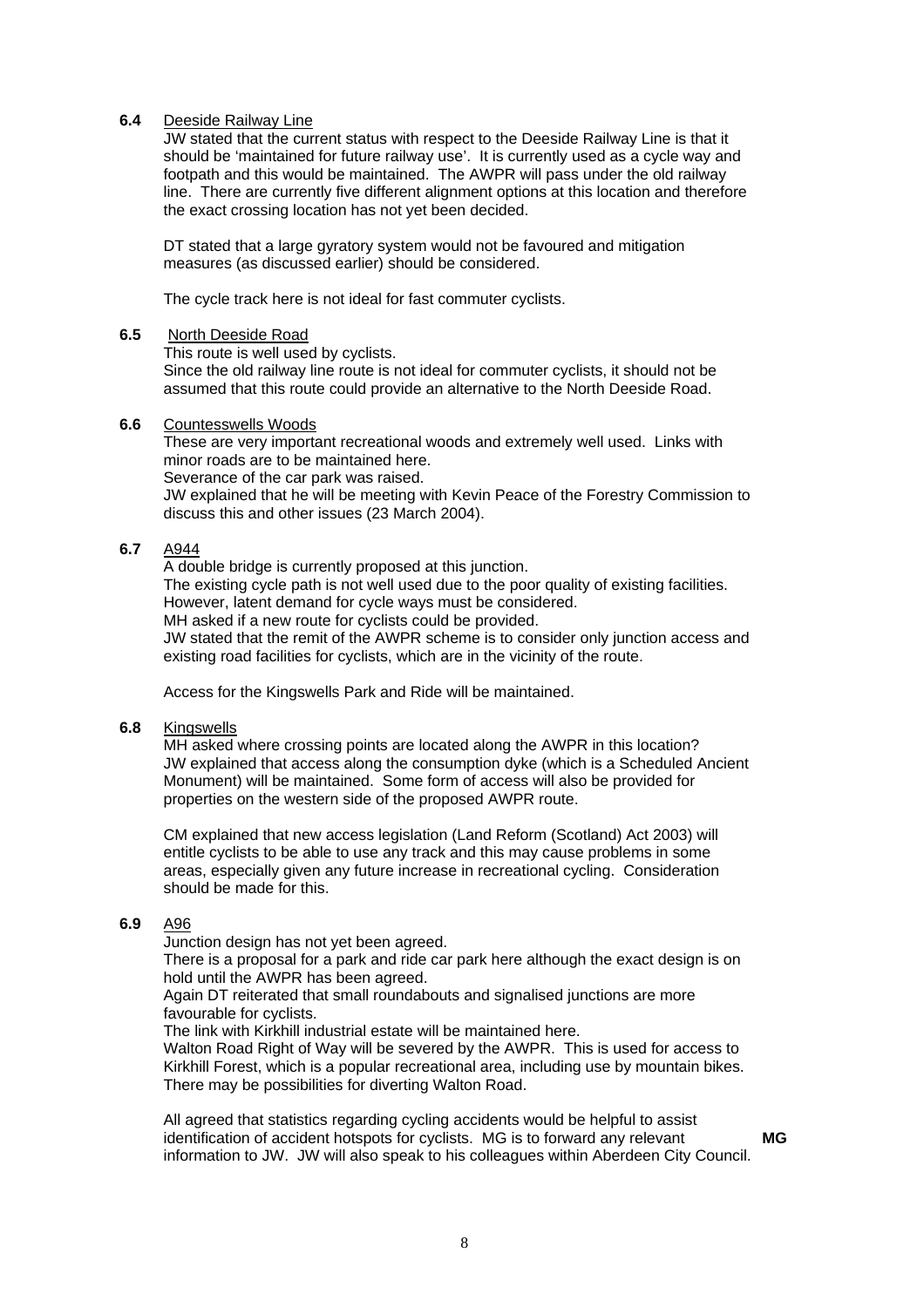**6.4** Deeside Railway Line

JW stated that the current status with respect to the Deeside Railway Line is that it should be 'maintained for future railway use'. It is currently used as a cycle way and footpath and this would be maintained. The AWPR will pass under the old railway line. There are currently five different alignment options at this location and therefore the exact crossing location has not yet been decided.

DT stated that a large gyratory system would not be favoured and mitigation measures (as discussed earlier) should be considered.

The cycle track here is not ideal for fast commuter cyclists.

**6.5** North Deeside Road

This route is well used by cyclists.
Since the old railway line route is not ideal for commuter cyclists, it should not be assumed that this route could provide an alternative to the North Deeside Road.

**6.6** Countesswells Woods

These are very important recreational woods and extremely well used. Links with minor roads are to be maintained here.
Severance of the car park was raised.
JW explained that he will be meeting with Kevin Peace of the Forestry Commission to discuss this and other issues (23 March 2004).

**6.7** A944

A double bridge is currently proposed at this junction.
The existing cycle path is not well used due to the poor quality of existing facilities. However, latent demand for cycle ways must be considered.
MH asked if a new route for cyclists could be provided.
JW stated that the remit of the AWPR scheme is to consider only junction access and existing road facilities for cyclists, which are in the vicinity of the route.

Access for the Kingswells Park and Ride will be maintained.

**6.8** Kingswells

MH asked where crossing points are located along the AWPR in this location?
JW explained that access along the consumption dyke (which is a Scheduled Ancient Monument) will be maintained. Some form of access will also be provided for properties on the western side of the proposed AWPR route.

CM explained that new access legislation (Land Reform (Scotland) Act 2003) will entitle cyclists to be able to use any track and this may cause problems in some areas, especially given any future increase in recreational cycling. Consideration should be made for this.

**6.9** A96

Junction design has not yet been agreed.
There is a proposal for a park and ride car park here although the exact design is on hold until the AWPR has been agreed.
Again DT reiterated that small roundabouts and signalised junctions are more favourable for cyclists.
The link with Kirkhill industrial estate will be maintained here.
Walton Road Right of Way will be severed by the AWPR. This is used for access to Kirkhill Forest, which is a popular recreational area, including use by mountain bikes. There may be possibilities for diverting Walton Road.

All agreed that statistics regarding cycling accidents would be helpful to assist identification of accident hotspots for cyclists. MG is to forward any relevant information to JW. JW will also speak to his colleagues within Aberdeen City Council. **MG**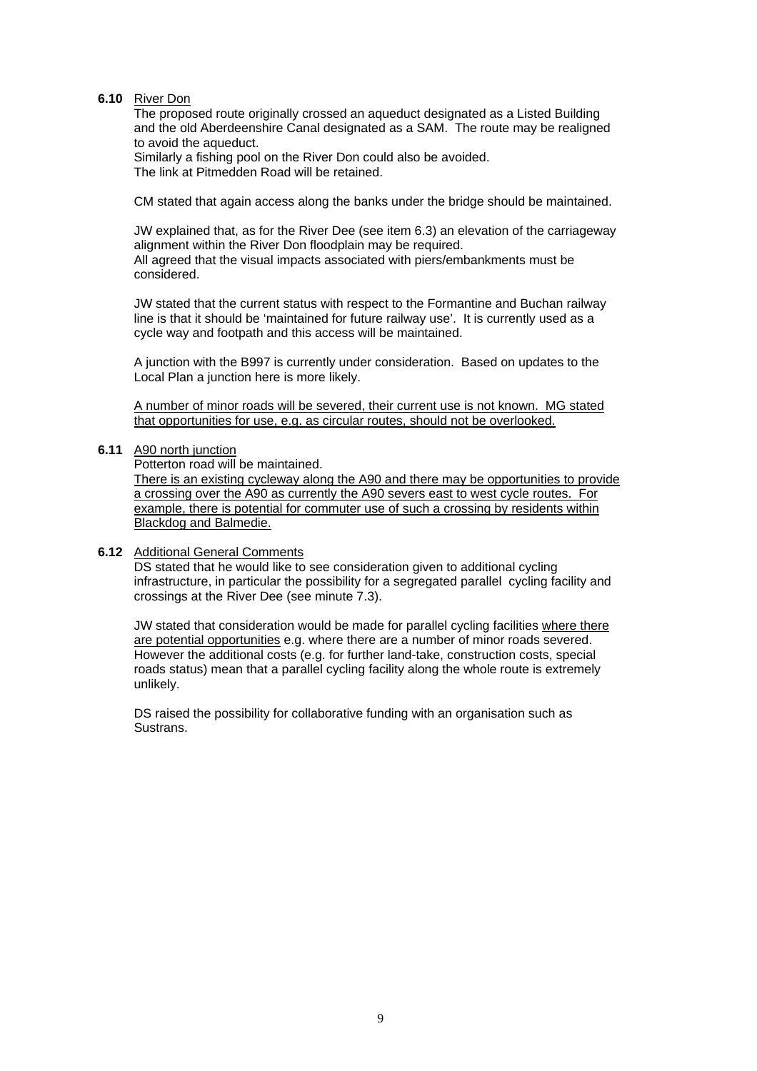**6.10** River Don

The proposed route originally crossed an aqueduct designated as a Listed Building and the old Aberdeenshire Canal designated as a SAM. The route may be realigned to avoid the aqueduct.
Similarly a fishing pool on the River Don could also be avoided.
The link at Pitmedden Road will be retained.

CM stated that again access along the banks under the bridge should be maintained.

JW explained that, as for the River Dee (see item 6.3) an elevation of the carriageway alignment within the River Don floodplain may be required.
All agreed that the visual impacts associated with piers/embankments must be considered.

JW stated that the current status with respect to the Formantine and Buchan railway line is that it should be 'maintained for future railway use'. It is currently used as a cycle way and footpath and this access will be maintained.

A junction with the B997 is currently under consideration. Based on updates to the Local Plan a junction here is more likely.

<u>A number of minor roads will be severed, their current use is not known. MG stated that opportunities for use, e.g. as circular routes, should not be overlooked.</u>

**6.11** A90 north junction

Potterton road will be maintained.
<u>There is an existing cycleway along the A90 and there may be opportunities to provide a crossing over the A90 as currently the A90 severs east to west cycle routes. For example, there is potential for commuter use of such a crossing by residents within Blackdog and Balmedie.</u>

**6.12** Additional General Comments

DS stated that he would like to see consideration given to additional cycling infrastructure, in particular the possibility for a segregated parallel cycling facility and crossings at the River Dee (see minute 7.3).

JW stated that consideration would be made for parallel cycling facilities <u>where there are potential opportunities</u> e.g. where there are a number of minor roads severed. However the additional costs (e.g. for further land-take, construction costs, special roads status) mean that a parallel cycling facility along the whole route is extremely unlikely.

DS raised the possibility for collaborative funding with an organisation such as Sustrans.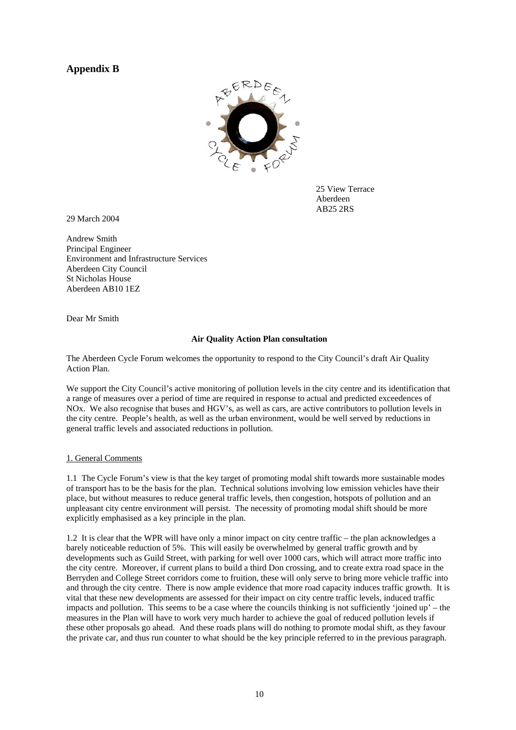## Appendix B

25 View Terrace
Aberdeen
AB25 2RS

29 March 2004

Andrew Smith
Principal Engineer
Environment and Infrastructure Services
Aberdeen City Council
St Nicholas House
Aberdeen AB10 1EZ

Dear Mr Smith

**Air Quality Action Plan consultation**

The Aberdeen Cycle Forum welcomes the opportunity to respond to the City Council's draft Air Quality Action Plan.

We support the City Council's active monitoring of pollution levels in the city centre and its identification that a range of measures over a period of time are required in response to actual and predicted exceedences of NOx. We also recognise that buses and HGV's, as well as cars, are active contributors to pollution levels in the city centre. People's health, as well as the urban environment, would be well served by reductions in general traffic levels and associated reductions in pollution.

1. General Comments

1.1 The Cycle Forum's view is that the key target of promoting modal shift towards more sustainable modes of transport has to be the basis for the plan. Technical solutions involving low emission vehicles have their place, but without measures to reduce general traffic levels, then congestion, hotspots of pollution and an unpleasant city centre environment will persist. The necessity of promoting modal shift should be more explicitly emphasised as a key principle in the plan.

1.2 It is clear that the WPR will have only a minor impact on city centre traffic – the plan acknowledges a barely noticeable reduction of 5%. This will easily be overwhelmed by general traffic growth and by developments such as Guild Street, with parking for well over 1000 cars, which will attract more traffic into the city centre. Moreover, if current plans to build a third Don crossing, and to create extra road space in the Berryden and College Street corridors come to fruition, these will only serve to bring more vehicle traffic into and through the city centre. There is now ample evidence that more road capacity induces traffic growth. It is vital that these new developments are assessed for their impact on city centre traffic levels, induced traffic impacts and pollution. This seems to be a case where the councils thinking is not sufficiently 'joined up' – the measures in the Plan will have to work very much harder to achieve the goal of reduced pollution levels if these other proposals go ahead. And these roads plans will do nothing to promote modal shift, as they favour the private car, and thus run counter to what should be the key principle referred to in the previous paragraph.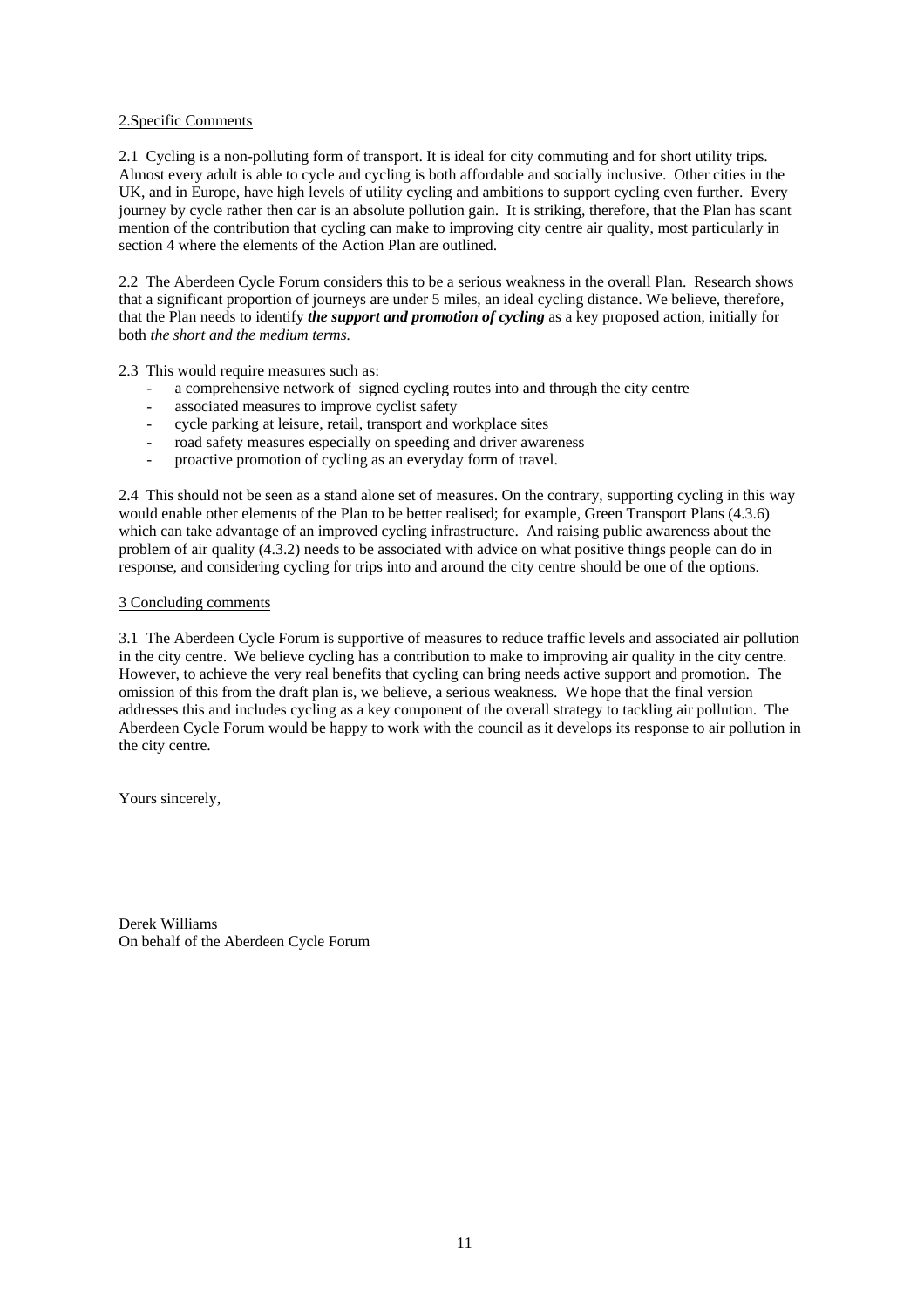## 2.Specific Comments

2.1 Cycling is a non-polluting form of transport. It is ideal for city commuting and for short utility trips. Almost every adult is able to cycle and cycling is both affordable and socially inclusive. Other cities in the UK, and in Europe, have high levels of utility cycling and ambitions to support cycling even further. Every journey by cycle rather then car is an absolute pollution gain. It is striking, therefore, that the Plan has scant mention of the contribution that cycling can make to improving city centre air quality, most particularly in section 4 where the elements of the Action Plan are outlined.

2.2 The Aberdeen Cycle Forum considers this to be a serious weakness in the overall Plan. Research shows that a significant proportion of journeys are under 5 miles, an ideal cycling distance. We believe, therefore, that the Plan needs to identify ***the support and promotion of cycling*** as a key proposed action, initially for both *the short and the medium terms.*

2.3 This would require measures such as:

- a comprehensive network of signed cycling routes into and through the city centre
- associated measures to improve cyclist safety
- cycle parking at leisure, retail, transport and workplace sites
- road safety measures especially on speeding and driver awareness
- proactive promotion of cycling as an everyday form of travel.

2.4 This should not be seen as a stand alone set of measures. On the contrary, supporting cycling in this way would enable other elements of the Plan to be better realised; for example, Green Transport Plans (4.3.6) which can take advantage of an improved cycling infrastructure. And raising public awareness about the problem of air quality (4.3.2) needs to be associated with advice on what positive things people can do in response, and considering cycling for trips into and around the city centre should be one of the options.

## 3 Concluding comments

3.1 The Aberdeen Cycle Forum is supportive of measures to reduce traffic levels and associated air pollution in the city centre. We believe cycling has a contribution to make to improving air quality in the city centre. However, to achieve the very real benefits that cycling can bring needs active support and promotion. The omission of this from the draft plan is, we believe, a serious weakness. We hope that the final version addresses this and includes cycling as a key component of the overall strategy to tackling air pollution. The Aberdeen Cycle Forum would be happy to work with the council as it develops its response to air pollution in the city centre.

Yours sincerely,

Derek Williams
On behalf of the Aberdeen Cycle Forum